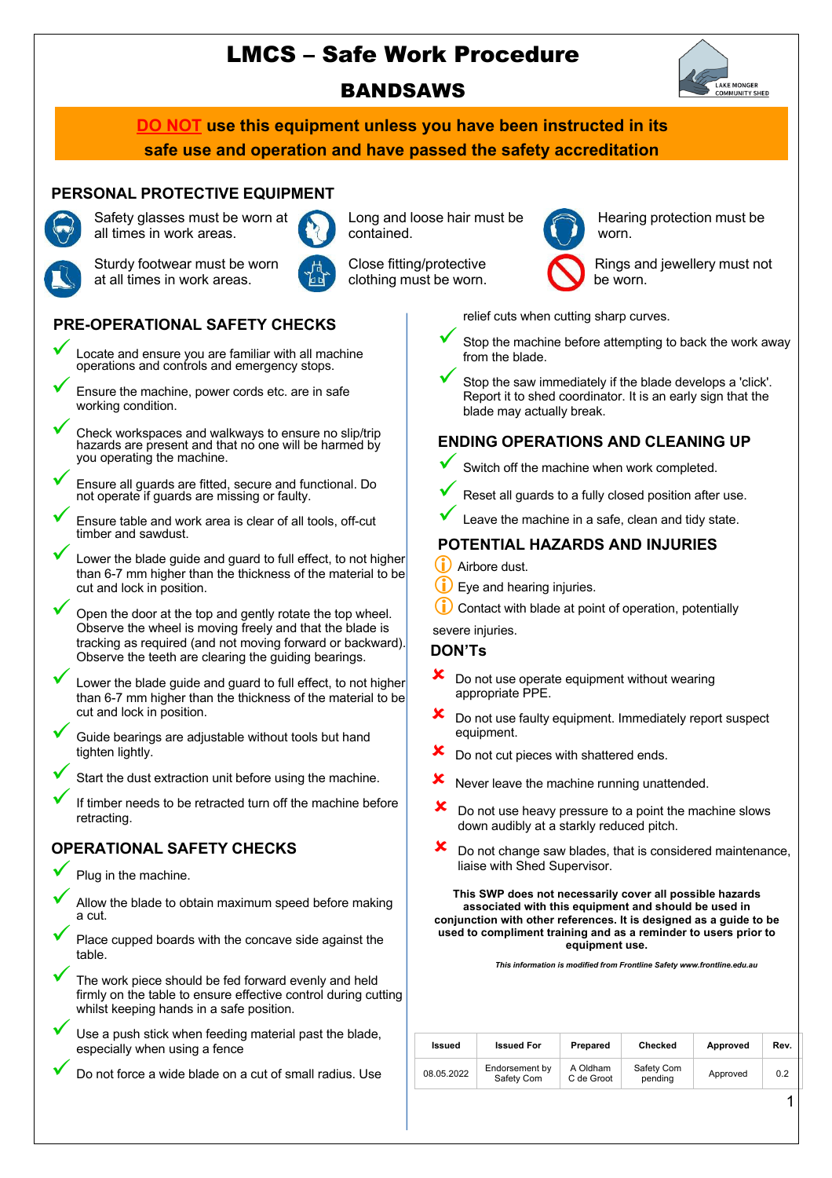# LMCS – Safe Work Procedure

## BANDSAWS

**DO NOT use this equipment unless you have been instructed in its safe use and operation and have passed the safety accreditation**

## PERSONAL PROTECTIVE EQUIPMENT

- Safety glasses must be worn at all times in work areas.
- Long and loose hair must be contained.
- Hearing protection must be worn.
- Sturdy footwear must be worn at all times in work areas.
- Close fitting/protective clothing must be worn.
- Rings and jewellery must not be worn.

## PRE-OPERATIONAL SAFETY CHECKS

- ✓ Locate and ensure you are familiar with all machine operations and controls and emergency stops.
- ✓ Ensure the machine, power cords etc. are in safe working condition.
- ✓ Check workspaces and walkways to ensure no slip/trip hazards are present and that no one will be harmed by you operating the machine.
- ✓ Ensure all guards are fitted, secure and functional. Do not operate if guards are missing or faulty.
- ✓ Ensure table and work area is clear of all tools, off-cut timber and sawdust.
- ✓ Lower the blade guide and guard to full effect, to not higher than 6-7 mm higher than the thickness of the material to be cut and lock in position.
- ✓ Open the door at the top and gently rotate the top wheel. Observe the wheel is moving freely and that the blade is tracking as required (and not moving forward or backward). Observe the teeth are clearing the guiding bearings.
- ✓ Lower the blade guide and guard to full effect, to not higher than 6-7 mm higher than the thickness of the material to be cut and lock in position.
- ✓ Guide bearings are adjustable without tools but hand tighten lightly.
- ✓ Start the dust extraction unit before using the machine.
- ✓ If timber needs to be retracted turn off the machine before retracting.

## OPERATIONAL SAFETY CHECKS

- ✓ Plug in the machine.
- ✓ Allow the blade to obtain maximum speed before making a cut.
- ✓ Place cupped boards with the concave side against the table.
- ✓ The work piece should be fed forward evenly and held firmly on the table to ensure effective control during cutting whilst keeping hands in a safe position.
- ✓ Use a push stick when feeding material past the blade, especially when using a fence
- ✓ Do not force a wide blade on a cut of small radius. Use relief cuts when cutting sharp curves.
- ✓ Stop the machine before attempting to back the work away from the blade.
- ✓ Stop the saw immediately if the blade develops a 'click'. Report it to shed coordinator. It is an early sign that the blade may actually break.

## ENDING OPERATIONS AND CLEANING UP

- ✓ Switch off the machine when work completed.
- ✓ Reset all guards to a fully closed position after use.
- ✓ Leave the machine in a safe, clean and tidy state.

## POTENTIAL HAZARDS AND INJURIES

- Airbore dust.
- Eye and hearing injuries.
- Contact with blade at point of operation, potentially severe injuries.

## DON'Ts

- ✗ Do not use operate equipment without wearing appropriate PPE.
- ✗ Do not use faulty equipment. Immediately report suspect equipment.
- ✗ Do not cut pieces with shattered ends.
- ✗ Never leave the machine running unattended.
- ✗ Do not use heavy pressure to a point the machine slows down audibly at a starkly reduced pitch.
- ✗ Do not change saw blades, that is considered maintenance, liaise with Shed Supervisor.

**This SWP does not necessarily cover all possible hazards associated with this equipment and should be used in conjunction with other references. It is designed as a guide to be used to compliment training and as a reminder to users prior to equipment use.**

***This information is modified from Frontline Safety www.frontline.edu.au***

| Issued | Issued For | Prepared | Checked | Approved | Rev. |
|---|---|---|---|---|---|
| 08.05.2022 | Endorsement by Safety Com | A Oldham C de Groot | Safety Com pending | Approved | 0.2 |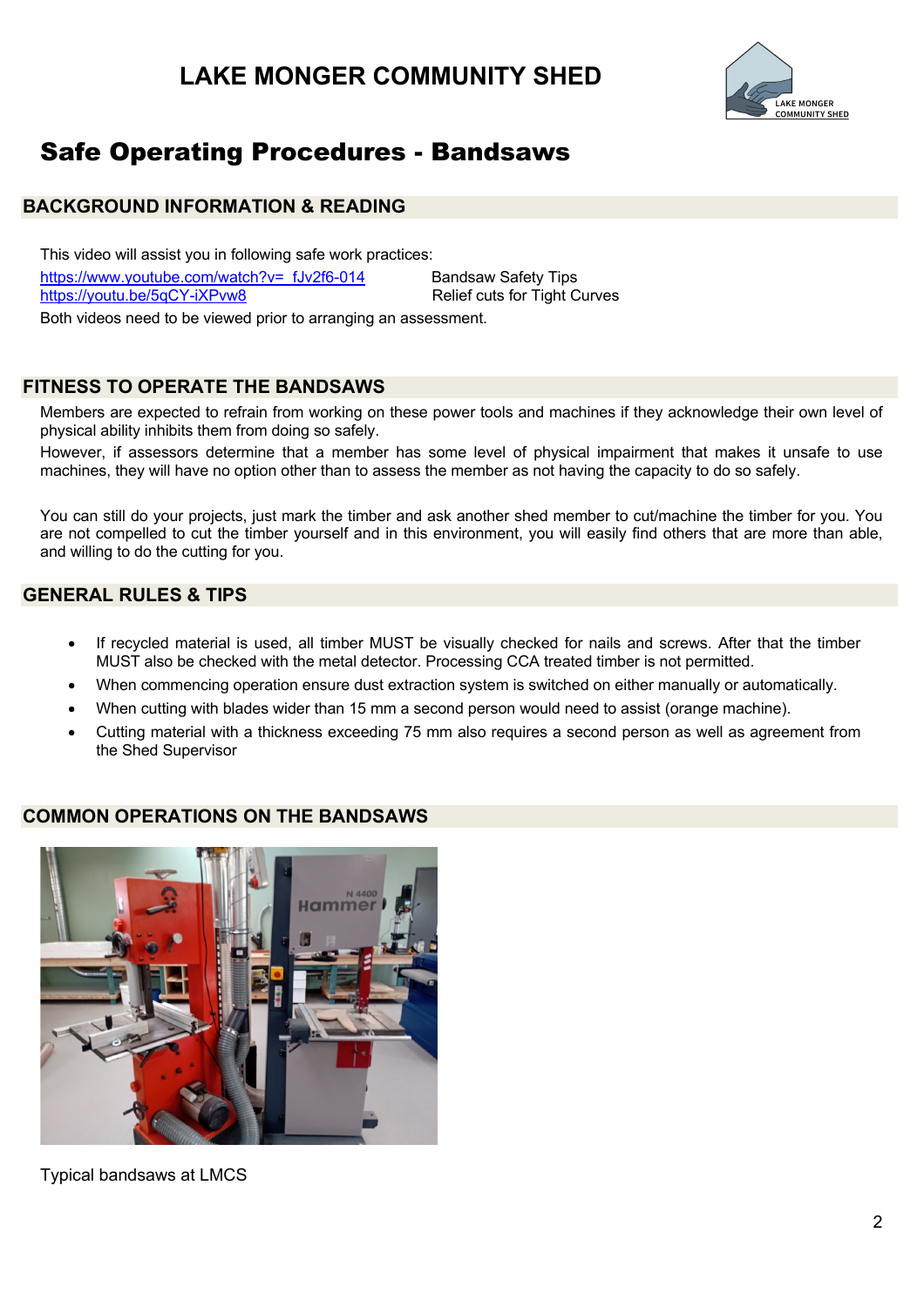# LAKE MONGER COMMUNITY SHED

# Safe Operating Procedures - Bandsaws

## BACKGROUND INFORMATION & READING

This video will assist you in following safe work practices:

| | |
|---|---|
| https://www.youtube.com/watch?v=_fJv2f6-014 | Bandsaw Safety Tips |
| https://youtu.be/5qCY-iXPvw8 | Relief cuts for Tight Curves |

Both videos need to be viewed prior to arranging an assessment.

## FITNESS TO OPERATE THE BANDSAWS

Members are expected to refrain from working on these power tools and machines if they acknowledge their own level of physical ability inhibits them from doing so safely.

However, if assessors determine that a member has some level of physical impairment that makes it unsafe to use machines, they will have no option other than to assess the member as not having the capacity to do so safely.

You can still do your projects, just mark the timber and ask another shed member to cut/machine the timber for you. You are not compelled to cut the timber yourself and in this environment, you will easily find others that are more than able, and willing to do the cutting for you.

## GENERAL RULES & TIPS

- If recycled material is used, all timber MUST be visually checked for nails and screws. After that the timber MUST also be checked with the metal detector. Processing CCA treated timber is not permitted.
- When commencing operation ensure dust extraction system is switched on either manually or automatically.
- When cutting with blades wider than 15 mm a second person would need to assist (orange machine).
- Cutting material with a thickness exceeding 75 mm also requires a second person as well as agreement from the Shed Supervisor

## COMMON OPERATIONS ON THE BANDSAWS

Typical bandsaws at LMCS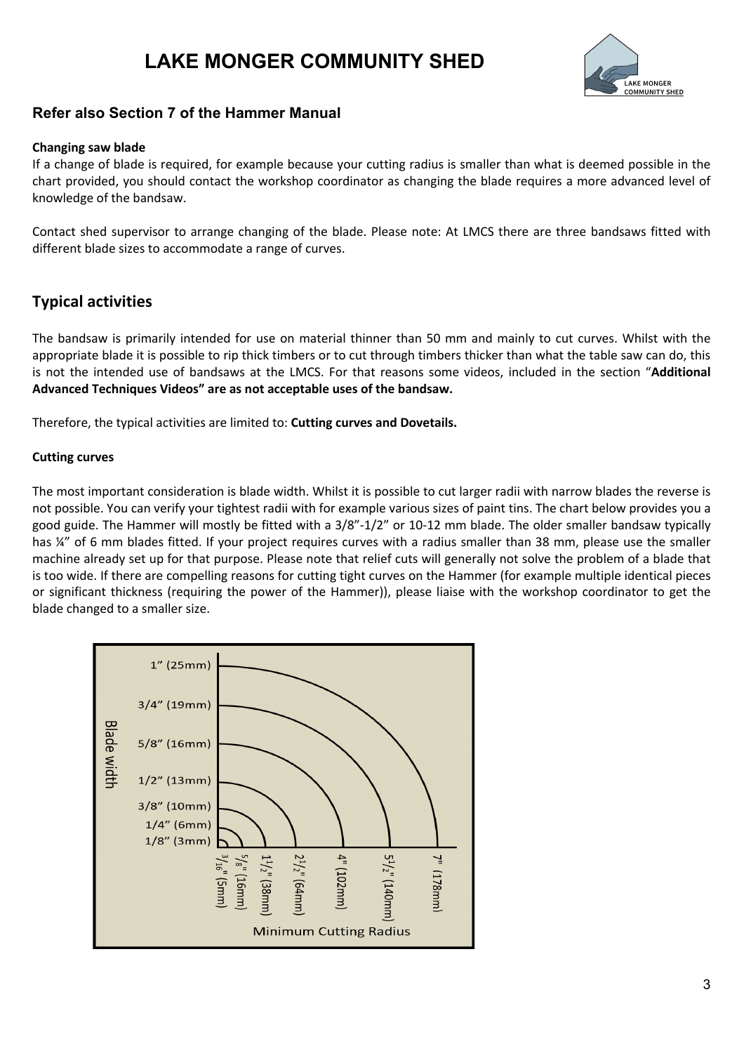## Refer also Section 7 of the Hammer Manual

**Changing saw blade**

If a change of blade is required, for example because your cutting radius is smaller than what is deemed possible in the chart provided, you should contact the workshop coordinator as changing the blade requires a more advanced level of knowledge of the bandsaw.

Contact shed supervisor to arrange changing of the blade. Please note: At LMCS there are three bandsaws fitted with different blade sizes to accommodate a range of curves.

## Typical activities

The bandsaw is primarily intended for use on material thinner than 50 mm and mainly to cut curves. Whilst with the appropriate blade it is possible to rip thick timbers or to cut through timbers thicker than what the table saw can do, this is not the intended use of bandsaws at the LMCS. For that reasons some videos, included in the section "**Additional Advanced Techniques Videos" are as not acceptable uses of the bandsaw.**

Therefore, the typical activities are limited to: **Cutting curves and Dovetails.**

**Cutting curves**

The most important consideration is blade width. Whilst it is possible to cut larger radii with narrow blades the reverse is not possible. You can verify your tightest radii with for example various sizes of paint tins. The chart below provides you a good guide. The Hammer will mostly be fitted with a 3/8"-1/2" or 10-12 mm blade. The older smaller bandsaw typically has ¼" of 6 mm blades fitted. If your project requires curves with a radius smaller than 38 mm, please use the smaller machine already set up for that purpose. Please note that relief cuts will generally not solve the problem of a blade that is too wide. If there are compelling reasons for cutting tight curves on the Hammer (for example multiple identical pieces or significant thickness (requiring the power of the Hammer)), please liaise with the workshop coordinator to get the blade changed to a smaller size.

| Blade width | Minimum Cutting Radius |
|---|---|
| 1/8" (3mm) | 3/16" (5mm) |
| 1/4" (6mm) | 5/8" (16mm) |
| 3/8" (10mm) | 1 1/2" (38mm) |
| 1/2" (13mm) | 2 1/2" (64mm) |
| 5/8" (16mm) | 4" (102mm) |
| 3/4" (19mm) | 5 1/2" (140mm) |
| 1" (25mm) | 7" (178mm) |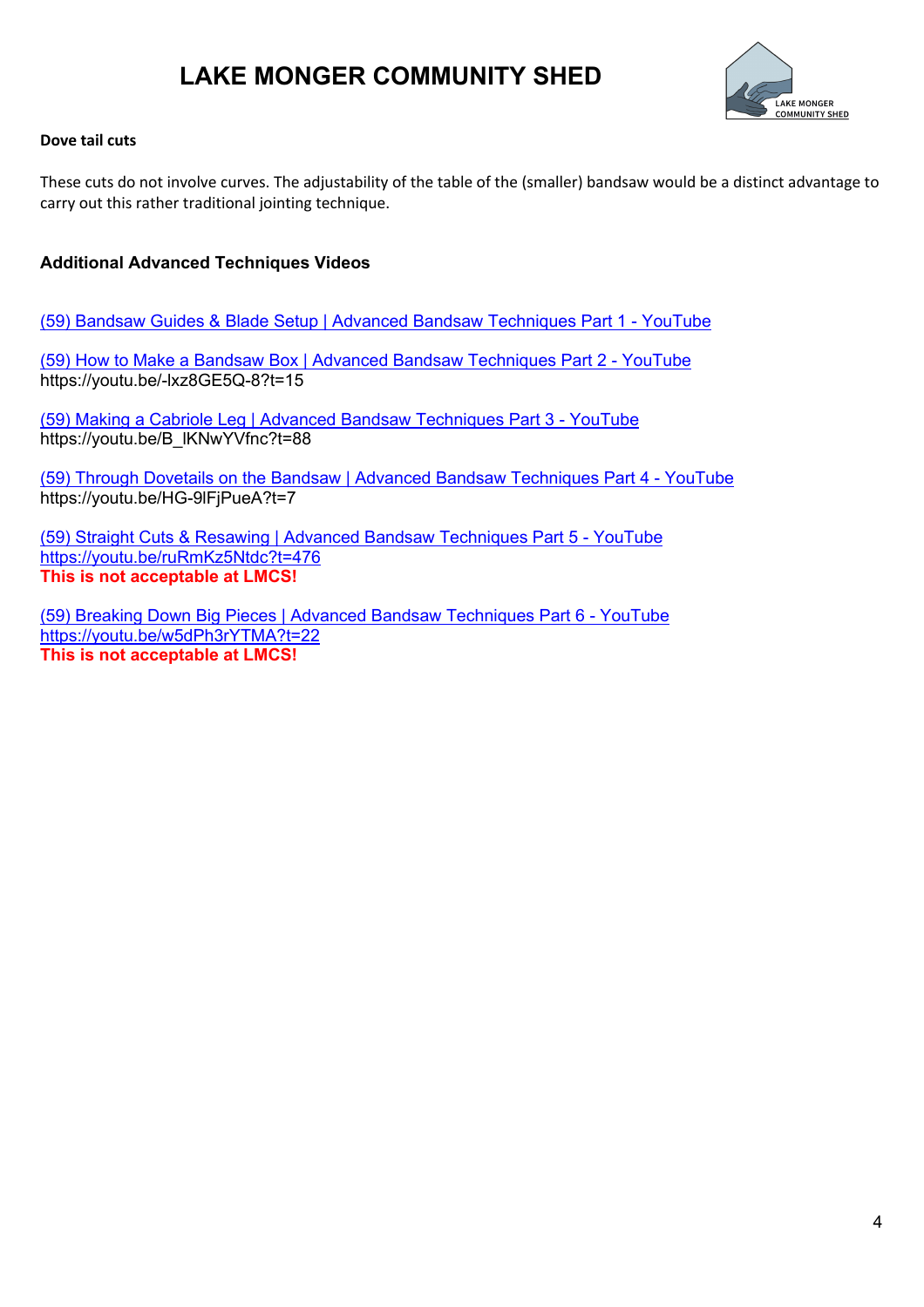# LAKE MONGER COMMUNITY SHED

**Dove tail cuts**

These cuts do not involve curves. The adjustability of the table of the (smaller) bandsaw would be a distinct advantage to carry out this rather traditional jointing technique.

## Additional Advanced Techniques Videos

(59) Bandsaw Guides & Blade Setup | Advanced Bandsaw Techniques Part 1 - YouTube

(59) How to Make a Bandsaw Box | Advanced Bandsaw Techniques Part 2 - YouTube
https://youtu.be/-lxz8GE5Q-8?t=15

(59) Making a Cabriole Leg | Advanced Bandsaw Techniques Part 3 - YouTube
https://youtu.be/B_lKNwYVfnc?t=88

(59) Through Dovetails on the Bandsaw | Advanced Bandsaw Techniques Part 4 - YouTube
https://youtu.be/HG-9lFjPueA?t=7

(59) Straight Cuts & Resawing | Advanced Bandsaw Techniques Part 5 - YouTube
https://youtu.be/ruRmKz5Ntdc?t=476
**This is not acceptable at LMCS!**

(59) Breaking Down Big Pieces | Advanced Bandsaw Techniques Part 6 - YouTube
https://youtu.be/w5dPh3rYTMA?t=22
**This is not acceptable at LMCS!**